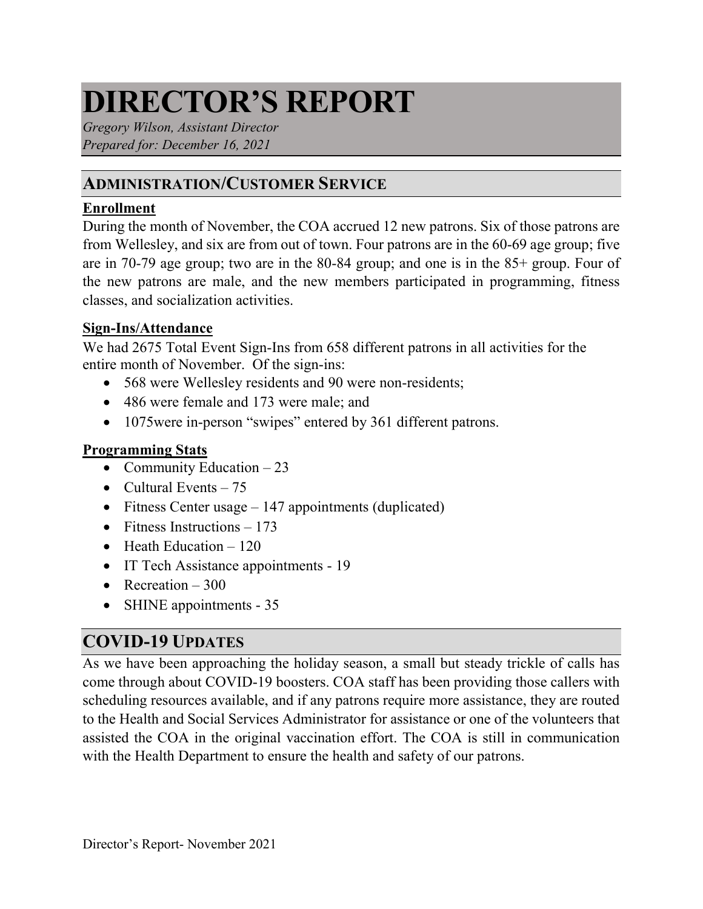# DIRECTOR'S REPORT

*Gregory Wilson, Assistant Director*
*Prepared for: December 16, 2021*

## ADMINISTRATION/CUSTOMER SERVICE

### Enrollment

During the month of November, the COA accrued 12 new patrons. Six of those patrons are from Wellesley, and six are from out of town. Four patrons are in the 60-69 age group; five are in 70-79 age group; two are in the 80-84 group; and one is in the 85+ group. Four of the new patrons are male, and the new members participated in programming, fitness classes, and socialization activities.

### Sign-Ins/Attendance

We had 2675 Total Event Sign-Ins from 658 different patrons in all activities for the entire month of November. Of the sign-ins:

- 568 were Wellesley residents and 90 were non-residents;
- 486 were female and 173 were male; and
- 1075were in-person "swipes" entered by 361 different patrons.

### Programming Stats

- Community Education – 23
- Cultural Events – 75
- Fitness Center usage – 147 appointments (duplicated)
- Fitness Instructions – 173
- Heath Education – 120
- IT Tech Assistance appointments - 19
- Recreation – 300
- SHINE appointments - 35

## COVID-19 UPDATES

As we have been approaching the holiday season, a small but steady trickle of calls has come through about COVID-19 boosters. COA staff has been providing those callers with scheduling resources available, and if any patrons require more assistance, they are routed to the Health and Social Services Administrator for assistance or one of the volunteers that assisted the COA in the original vaccination effort. The COA is still in communication with the Health Department to ensure the health and safety of our patrons.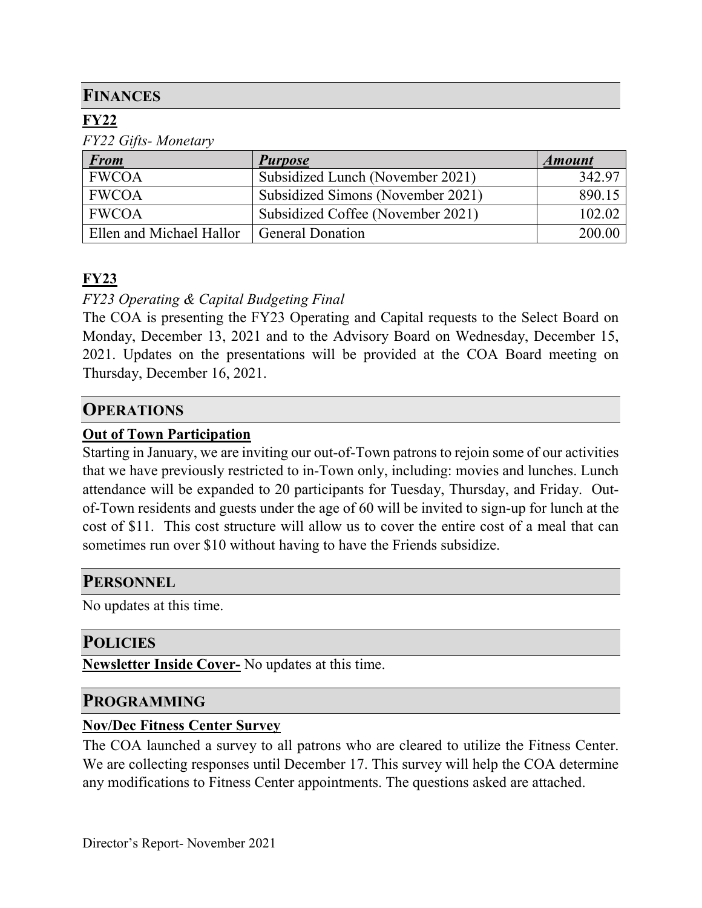## FINANCES

### FY22

*FY22 Gifts- Monetary*

| ***From*** | ***Purpose*** | ***Amount*** |
|---|---|---:|
| FWCOA | Subsidized Lunch (November 2021) | 342.97 |
| FWCOA | Subsidized Simons (November 2021) | 890.15 |
| FWCOA | Subsidized Coffee (November 2021) | 102.02 |
| Ellen and Michael Hallor | General Donation | 200.00 |

### FY23

*FY23 Operating & Capital Budgeting Final*

The COA is presenting the FY23 Operating and Capital requests to the Select Board on Monday, December 13, 2021 and to the Advisory Board on Wednesday, December 15, 2021. Updates on the presentations will be provided at the COA Board meeting on Thursday, December 16, 2021.

## OPERATIONS

### Out of Town Participation

Starting in January, we are inviting our out-of-Town patrons to rejoin some of our activities that we have previously restricted to in-Town only, including: movies and lunches. Lunch attendance will be expanded to 20 participants for Tuesday, Thursday, and Friday. Out-of-Town residents and guests under the age of 60 will be invited to sign-up for lunch at the cost of $11. This cost structure will allow us to cover the entire cost of a meal that can sometimes run over $10 without having to have the Friends subsidize.

## PERSONNEL

No updates at this time.

## POLICIES

**Newsletter Inside Cover-** No updates at this time.

## PROGRAMMING

### Nov/Dec Fitness Center Survey

The COA launched a survey to all patrons who are cleared to utilize the Fitness Center. We are collecting responses until December 17. This survey will help the COA determine any modifications to Fitness Center appointments. The questions asked are attached.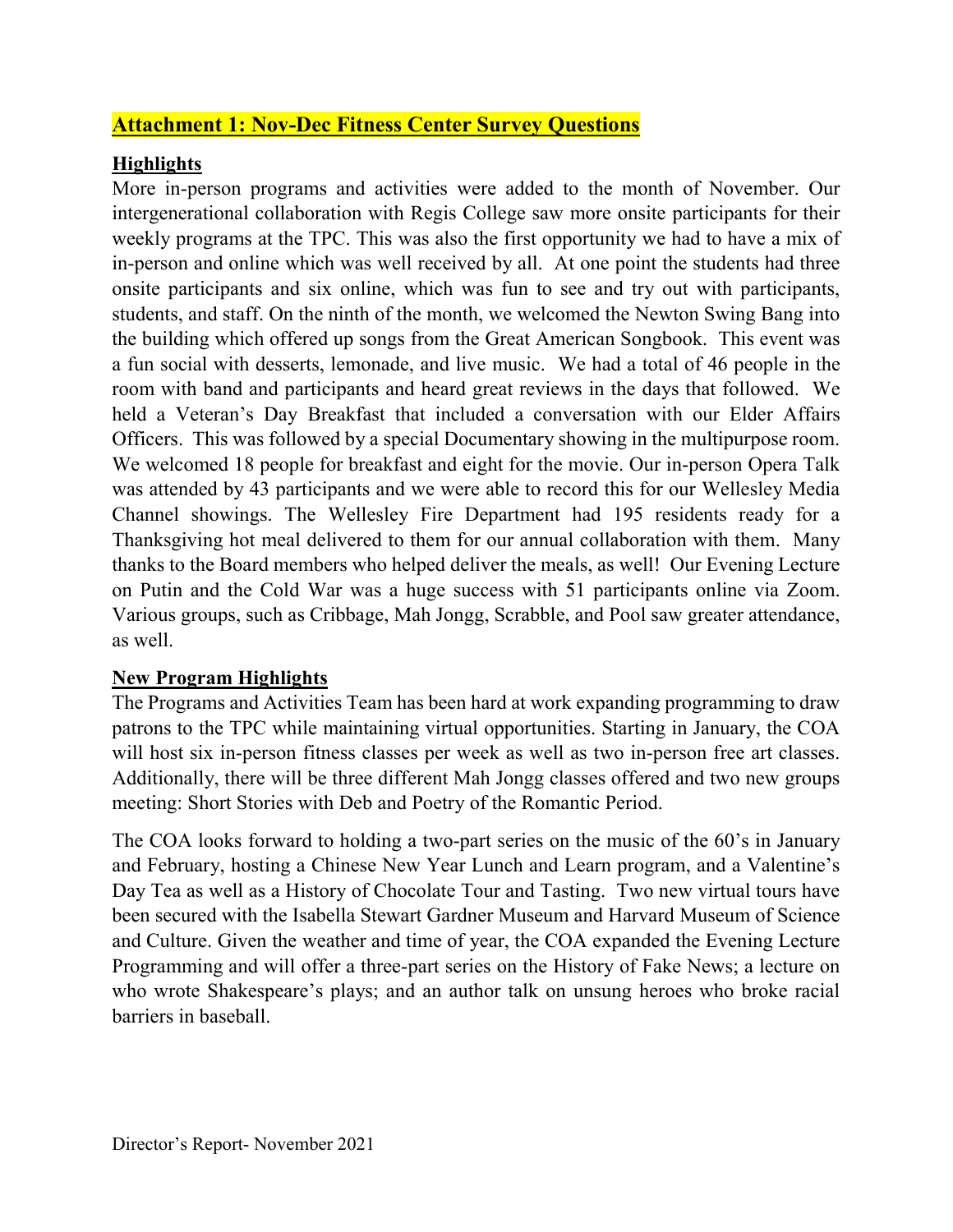## Attachment 1: Nov-Dec Fitness Center Survey Questions

### Highlights

More in-person programs and activities were added to the month of November. Our intergenerational collaboration with Regis College saw more onsite participants for their weekly programs at the TPC. This was also the first opportunity we had to have a mix of in-person and online which was well received by all. At one point the students had three onsite participants and six online, which was fun to see and try out with participants, students, and staff. On the ninth of the month, we welcomed the Newton Swing Bang into the building which offered up songs from the Great American Songbook. This event was a fun social with desserts, lemonade, and live music. We had a total of 46 people in the room with band and participants and heard great reviews in the days that followed. We held a Veteran's Day Breakfast that included a conversation with our Elder Affairs Officers. This was followed by a special Documentary showing in the multipurpose room. We welcomed 18 people for breakfast and eight for the movie. Our in-person Opera Talk was attended by 43 participants and we were able to record this for our Wellesley Media Channel showings. The Wellesley Fire Department had 195 residents ready for a Thanksgiving hot meal delivered to them for our annual collaboration with them. Many thanks to the Board members who helped deliver the meals, as well! Our Evening Lecture on Putin and the Cold War was a huge success with 51 participants online via Zoom. Various groups, such as Cribbage, Mah Jongg, Scrabble, and Pool saw greater attendance, as well.

### New Program Highlights

The Programs and Activities Team has been hard at work expanding programming to draw patrons to the TPC while maintaining virtual opportunities. Starting in January, the COA will host six in-person fitness classes per week as well as two in-person free art classes. Additionally, there will be three different Mah Jongg classes offered and two new groups meeting: Short Stories with Deb and Poetry of the Romantic Period.

The COA looks forward to holding a two-part series on the music of the 60's in January and February, hosting a Chinese New Year Lunch and Learn program, and a Valentine's Day Tea as well as a History of Chocolate Tour and Tasting. Two new virtual tours have been secured with the Isabella Stewart Gardner Museum and Harvard Museum of Science and Culture. Given the weather and time of year, the COA expanded the Evening Lecture Programming and will offer a three-part series on the History of Fake News; a lecture on who wrote Shakespeare's plays; and an author talk on unsung heroes who broke racial barriers in baseball.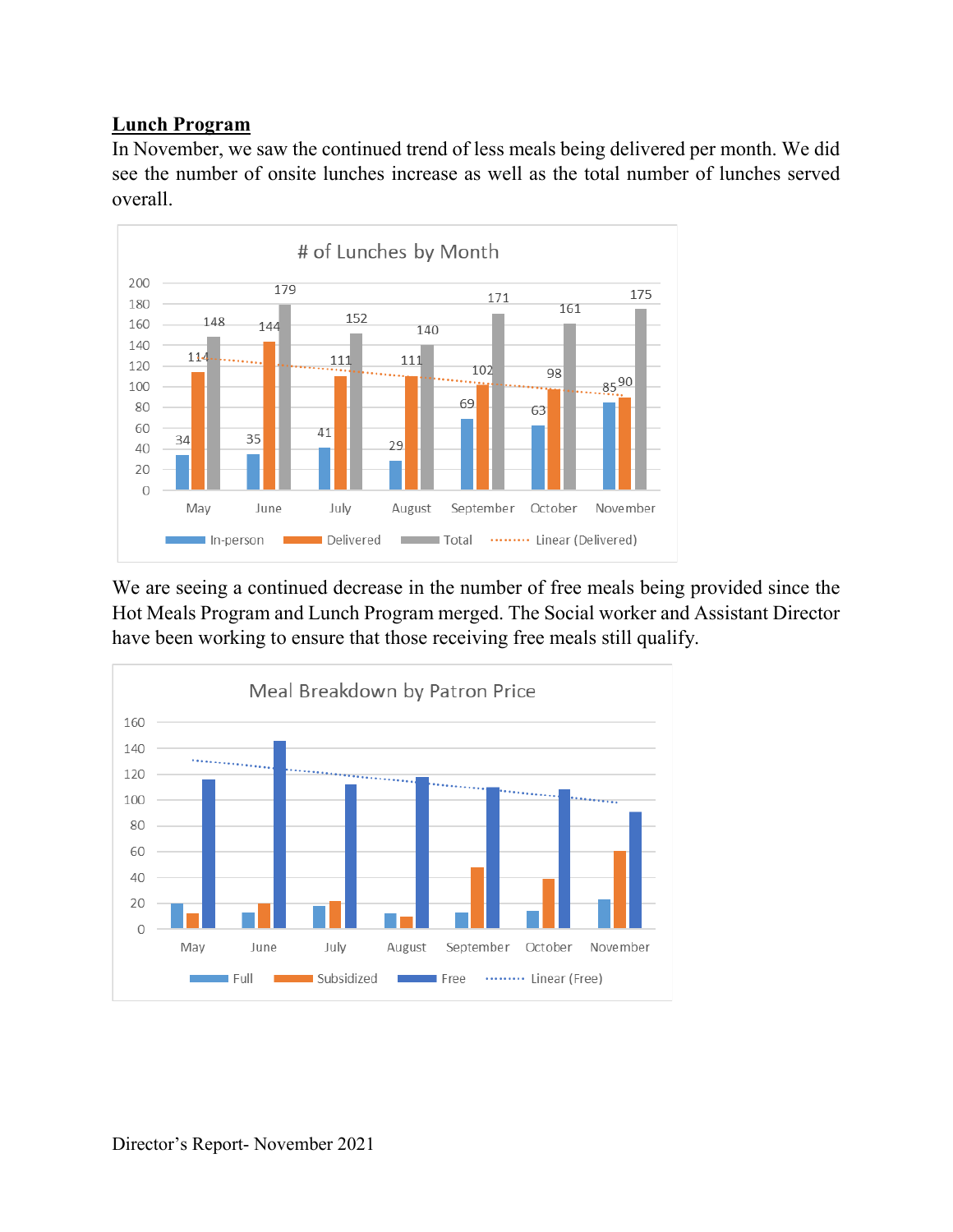## Lunch Program

In November, we saw the continued trend of less meals being delivered per month. We did see the number of onsite lunches increase as well as the total number of lunches served overall.

**# of Lunches by Month**

| Month | In-person | Delivered | Total |
|---|---|---|---|
| May | 34 | 114 | 148 |
| June | 35 | 144 | 179 |
| July | 41 | 111 | 152 |
| August | 29 | 111 | 140 |
| September | 69 | 102 | 171 |
| October | 63 | 98 | 161 |
| November | 85 | 90 | 175 |

We are seeing a continued decrease in the number of free meals being provided since the Hot Meals Program and Lunch Program merged. The Social worker and Assistant Director have been working to ensure that those receiving free meals still qualify.

**Meal Breakdown by Patron Price**

Full · Subsidized · Free · Linear (Free)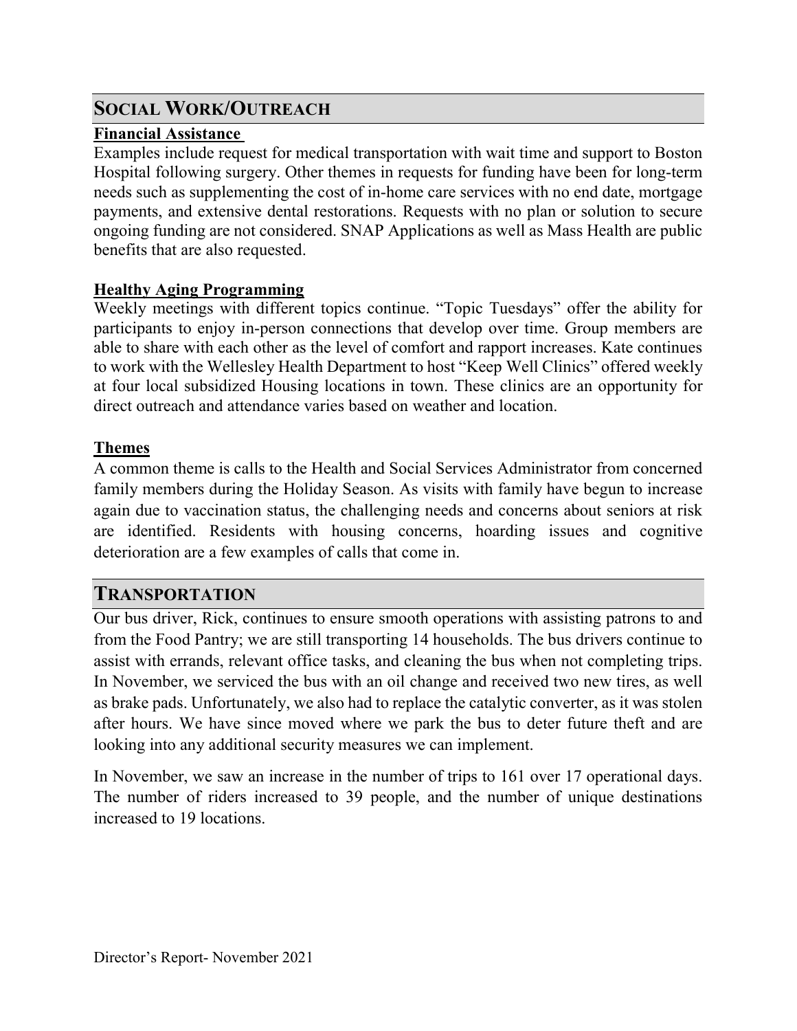## SOCIAL WORK/OUTREACH

### Financial Assistance

Examples include request for medical transportation with wait time and support to Boston Hospital following surgery. Other themes in requests for funding have been for long-term needs such as supplementing the cost of in-home care services with no end date, mortgage payments, and extensive dental restorations. Requests with no plan or solution to secure ongoing funding are not considered. SNAP Applications as well as Mass Health are public benefits that are also requested.

### Healthy Aging Programming

Weekly meetings with different topics continue. "Topic Tuesdays" offer the ability for participants to enjoy in-person connections that develop over time. Group members are able to share with each other as the level of comfort and rapport increases. Kate continues to work with the Wellesley Health Department to host "Keep Well Clinics" offered weekly at four local subsidized Housing locations in town. These clinics are an opportunity for direct outreach and attendance varies based on weather and location.

### Themes

A common theme is calls to the Health and Social Services Administrator from concerned family members during the Holiday Season. As visits with family have begun to increase again due to vaccination status, the challenging needs and concerns about seniors at risk are identified. Residents with housing concerns, hoarding issues and cognitive deterioration are a few examples of calls that come in.

## TRANSPORTATION

Our bus driver, Rick, continues to ensure smooth operations with assisting patrons to and from the Food Pantry; we are still transporting 14 households. The bus drivers continue to assist with errands, relevant office tasks, and cleaning the bus when not completing trips. In November, we serviced the bus with an oil change and received two new tires, as well as brake pads. Unfortunately, we also had to replace the catalytic converter, as it was stolen after hours. We have since moved where we park the bus to deter future theft and are looking into any additional security measures we can implement.

In November, we saw an increase in the number of trips to 161 over 17 operational days. The number of riders increased to 39 people, and the number of unique destinations increased to 19 locations.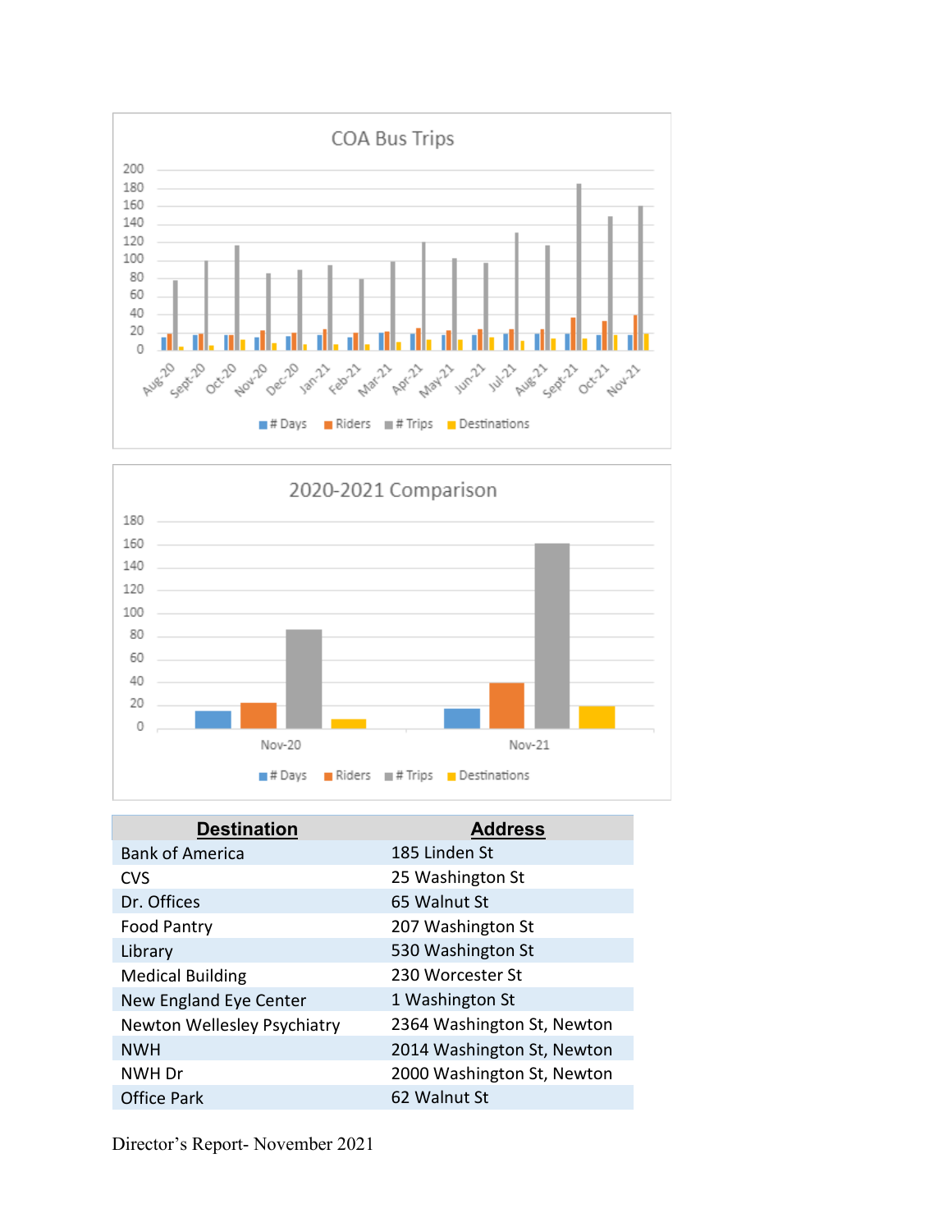COA Bus Trips

2020-2021 Comparison

| Destination | Address |
|---|---|
| Bank of America | 185 Linden St |
| CVS | 25 Washington St |
| Dr. Offices | 65 Walnut St |
| Food Pantry | 207 Washington St |
| Library | 530 Washington St |
| Medical Building | 230 Worcester St |
| New England Eye Center | 1 Washington St |
| Newton Wellesley Psychiatry | 2364 Washington St, Newton |
| NWH | 2014 Washington St, Newton |
| NWH Dr | 2000 Washington St, Newton |
| Office Park | 62 Walnut St |

Director's Report- November 2021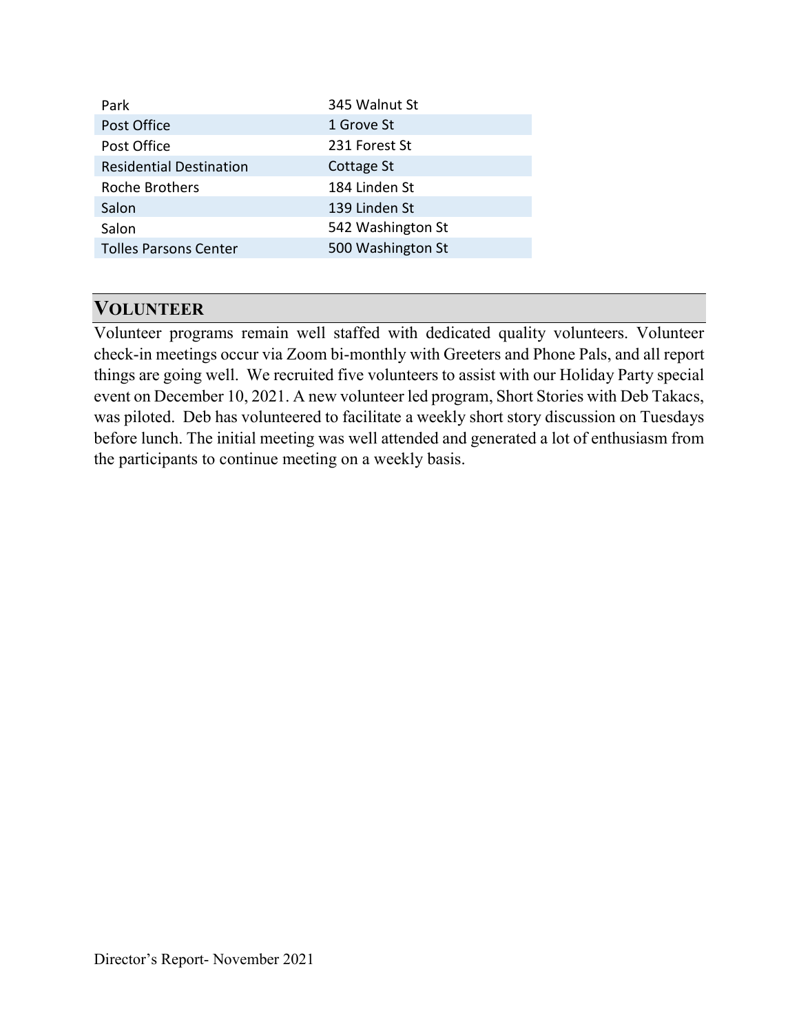| Park | 345 Walnut St |
| --- | --- |
| Post Office | 1 Grove St |
| Post Office | 231 Forest St |
| Residential Destination | Cottage St |
| Roche Brothers | 184 Linden St |
| Salon | 139 Linden St |
| Salon | 542 Washington St |
| Tolles Parsons Center | 500 Washington St |

## VOLUNTEER

Volunteer programs remain well staffed with dedicated quality volunteers. Volunteer check-in meetings occur via Zoom bi-monthly with Greeters and Phone Pals, and all report things are going well. We recruited five volunteers to assist with our Holiday Party special event on December 10, 2021. A new volunteer led program, Short Stories with Deb Takacs, was piloted. Deb has volunteered to facilitate a weekly short story discussion on Tuesdays before lunch. The initial meeting was well attended and generated a lot of enthusiasm from the participants to continue meeting on a weekly basis.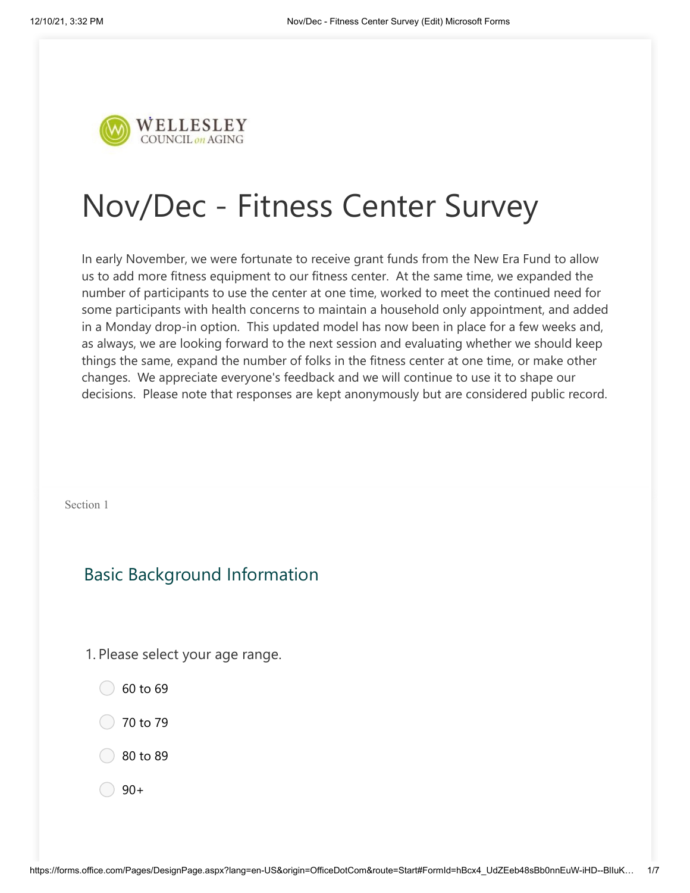WELLESLEY COUNCIL on AGING

# Nov/Dec - Fitness Center Survey

In early November, we were fortunate to receive grant funds from the New Era Fund to allow us to add more fitness equipment to our fitness center. At the same time, we expanded the number of participants to use the center at one time, worked to meet the continued need for some participants with health concerns to maintain a household only appointment, and added in a Monday drop-in option. This updated model has now been in place for a few weeks and, as always, we are looking forward to the next session and evaluating whether we should keep things the same, expand the number of folks in the fitness center at one time, or make other changes. We appreciate everyone's feedback and we will continue to use it to shape our decisions. Please note that responses are kept anonymously but are considered public record.

Section 1

## Basic Background Information

1. Please select your age range.

- 60 to 69
- 70 to 79
- 80 to 89
- 90+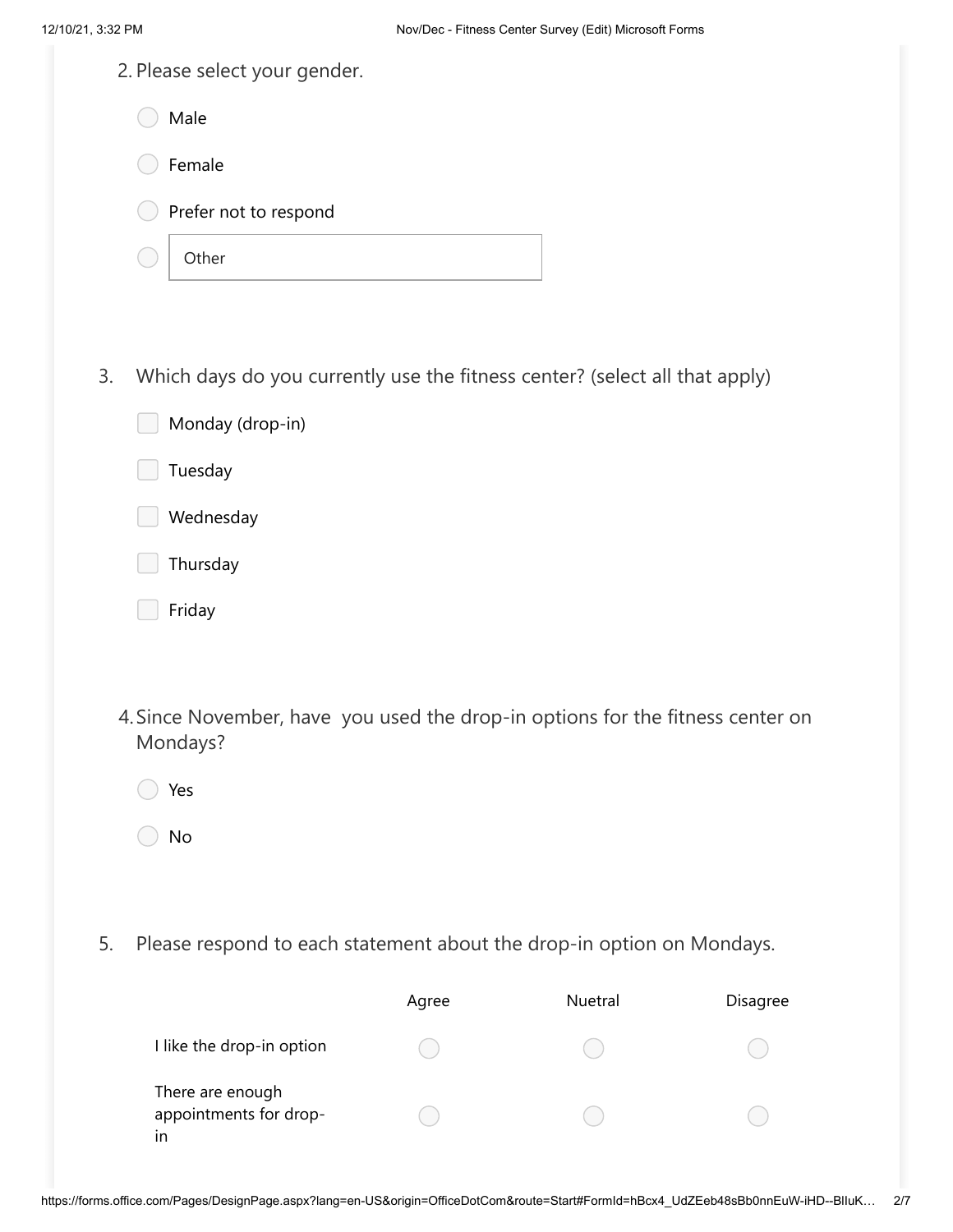2. Please select your gender.

- ◯ Male
- ◯ Female
- ◯ Prefer not to respond
- ◯ Other

3. Which days do you currently use the fitness center? (select all that apply)

- ☐ Monday (drop-in)
- ☐ Tuesday
- ☐ Wednesday
- ☐ Thursday
- ☐ Friday

4. Since November, have you used the drop-in options for the fitness center on Mondays?

- ◯ Yes
- ◯ No

5. Please respond to each statement about the drop-in option on Mondays.

| | Agree | Nuetral | Disagree |
|---|---|---|---|
| I like the drop-in option | ◯ | ◯ | ◯ |
| There are enough appointments for drop-in | ◯ | ◯ | ◯ |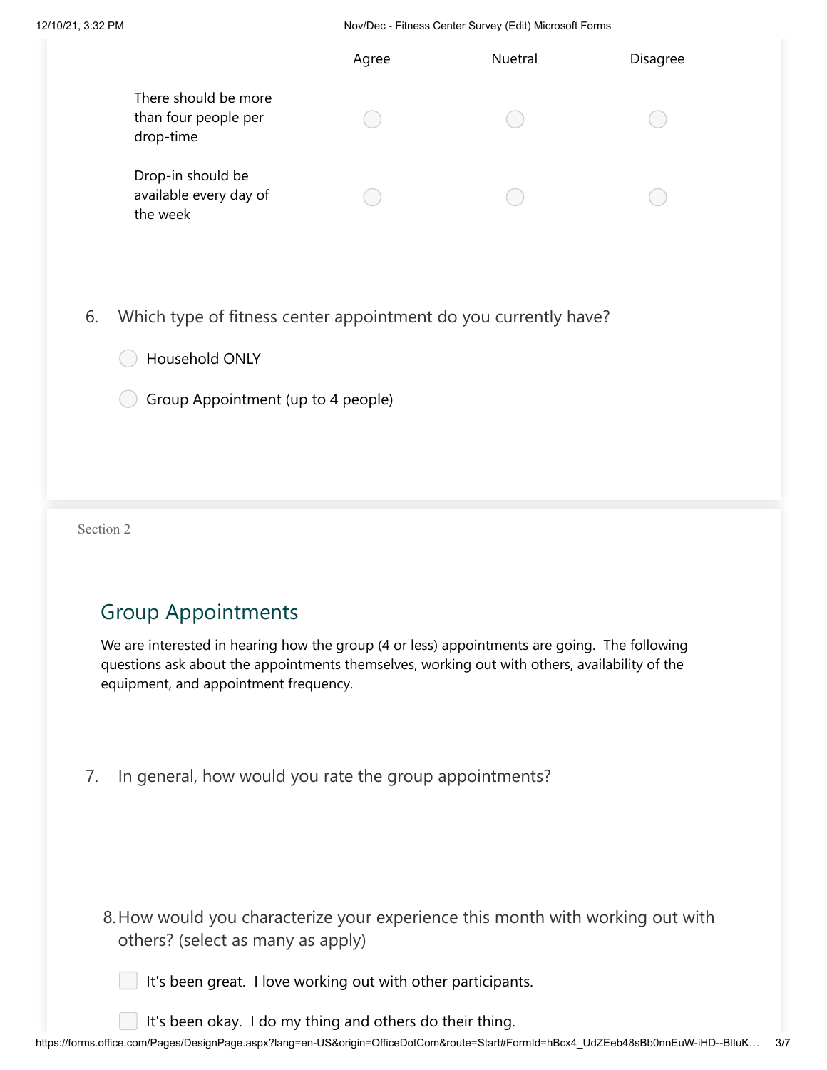| | Agree | Nuetral | Disagree |
| --- | --- | --- | --- |
| There should be more than four people per drop-time | ○ | ○ | ○ |
| Drop-in should be available every day of the week | ○ | ○ | ○ |

6. Which type of fitness center appointment do you currently have?

- ○ Household ONLY
- ○ Group Appointment (up to 4 people)

Section 2

## Group Appointments

We are interested in hearing how the group (4 or less) appointments are going. The following questions ask about the appointments themselves, working out with others, availability of the equipment, and appointment frequency.

7. In general, how would you rate the group appointments?

8. How would you characterize your experience this month with working out with others? (select as many as apply)

- ☐ It's been great. I love working out with other participants.
- ☐ It's been okay. I do my thing and others do their thing.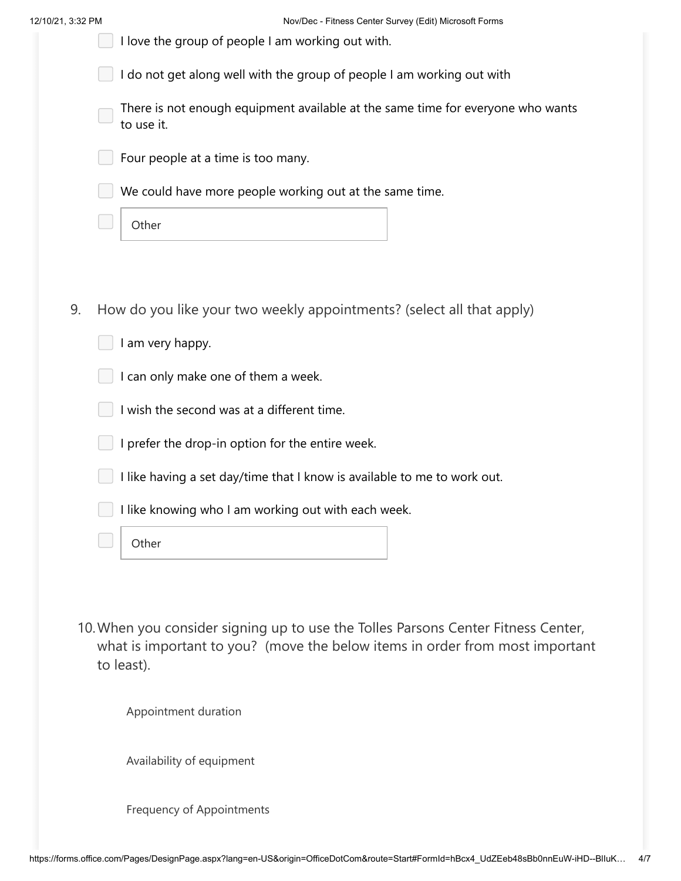- [ ] I love the group of people I am working out with.
- [ ] I do not get along well with the group of people I am working out with
- [ ] There is not enough equipment available at the same time for everyone who wants to use it.
- [ ] Four people at a time is too many.
- [ ] We could have more people working out at the same time.
- [ ] Other

9. How do you like your two weekly appointments? (select all that apply)

- [ ] I am very happy.
- [ ] I can only make one of them a week.
- [ ] I wish the second was at a different time.
- [ ] I prefer the drop-in option for the entire week.
- [ ] I like having a set day/time that I know is available to me to work out.
- [ ] I like knowing who I am working out with each week.
- [ ] Other

10. When you consider signing up to use the Tolles Parsons Center Fitness Center, what is important to you? (move the below items in order from most important to least).

Appointment duration

Availability of equipment

Frequency of Appointments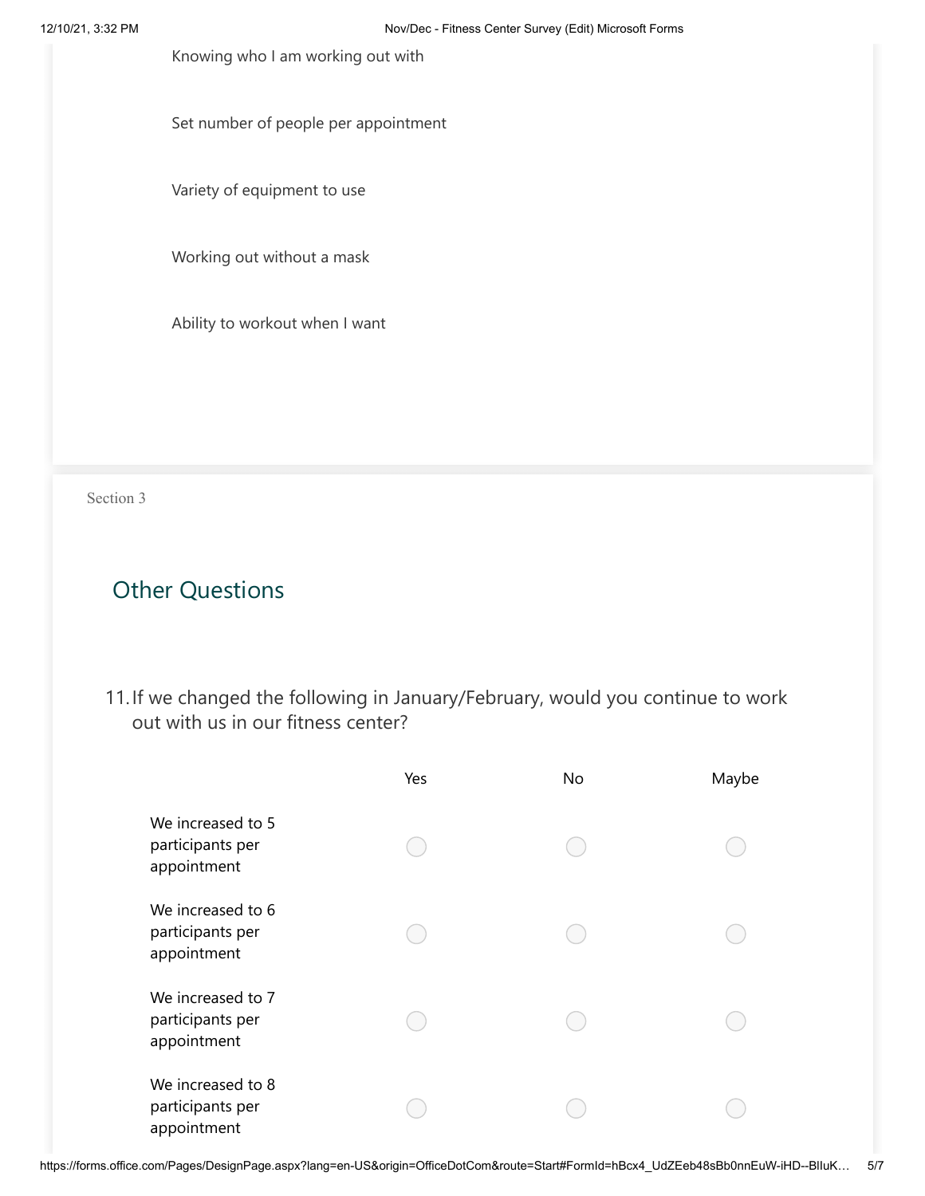Knowing who I am working out with

Set number of people per appointment

Variety of equipment to use

Working out without a mask

Ability to workout when I want

Section 3

## Other Questions

11. If we changed the following in January/February, would you continue to work out with us in our fitness center?

| | Yes | No | Maybe |
|---|---|---|---|
| We increased to 5 participants per appointment | ○ | ○ | ○ |
| We increased to 6 participants per appointment | ○ | ○ | ○ |
| We increased to 7 participants per appointment | ○ | ○ | ○ |
| We increased to 8 participants per appointment | ○ | ○ | ○ |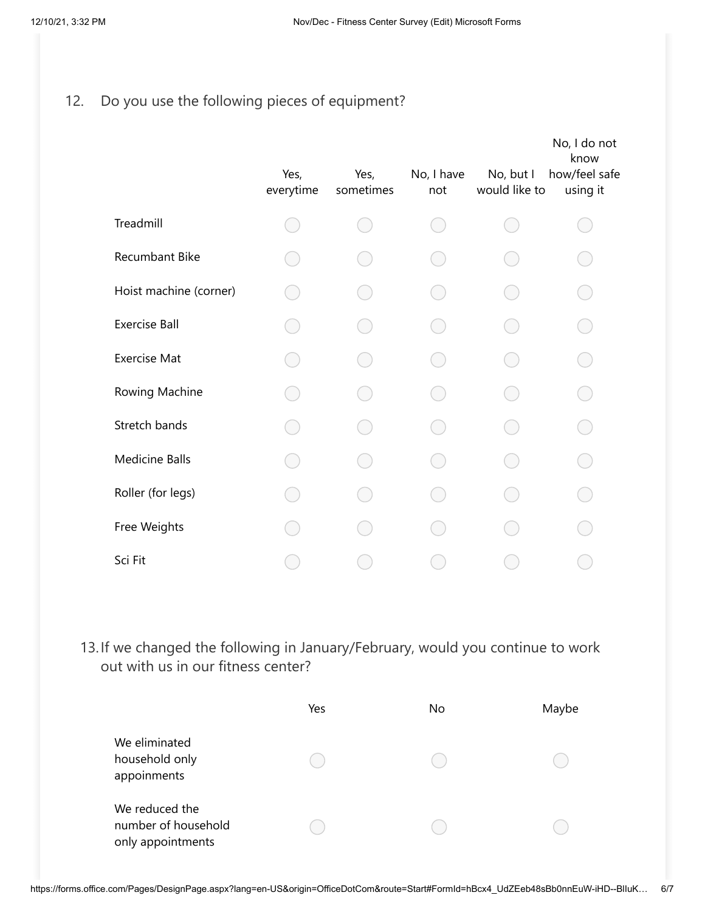12. Do you use the following pieces of equipment?

| | Yes, everytime | Yes, sometimes | No, I have not | No, but I would like to | No, I do not know how/feel safe using it |
|---|---|---|---|---|---|
| Treadmill | ○ | ○ | ○ | ○ | ○ |
| Recumbant Bike | ○ | ○ | ○ | ○ | ○ |
| Hoist machine (corner) | ○ | ○ | ○ | ○ | ○ |
| Exercise Ball | ○ | ○ | ○ | ○ | ○ |
| Exercise Mat | ○ | ○ | ○ | ○ | ○ |
| Rowing Machine | ○ | ○ | ○ | ○ | ○ |
| Stretch bands | ○ | ○ | ○ | ○ | ○ |
| Medicine Balls | ○ | ○ | ○ | ○ | ○ |
| Roller (for legs) | ○ | ○ | ○ | ○ | ○ |
| Free Weights | ○ | ○ | ○ | ○ | ○ |
| Sci Fit | ○ | ○ | ○ | ○ | ○ |

13. If we changed the following in January/February, would you continue to work out with us in our fitness center?

| | Yes | No | Maybe |
|---|---|---|---|
| We eliminated household only appoinments | ○ | ○ | ○ |
| We reduced the number of household only appointments | ○ | ○ | ○ |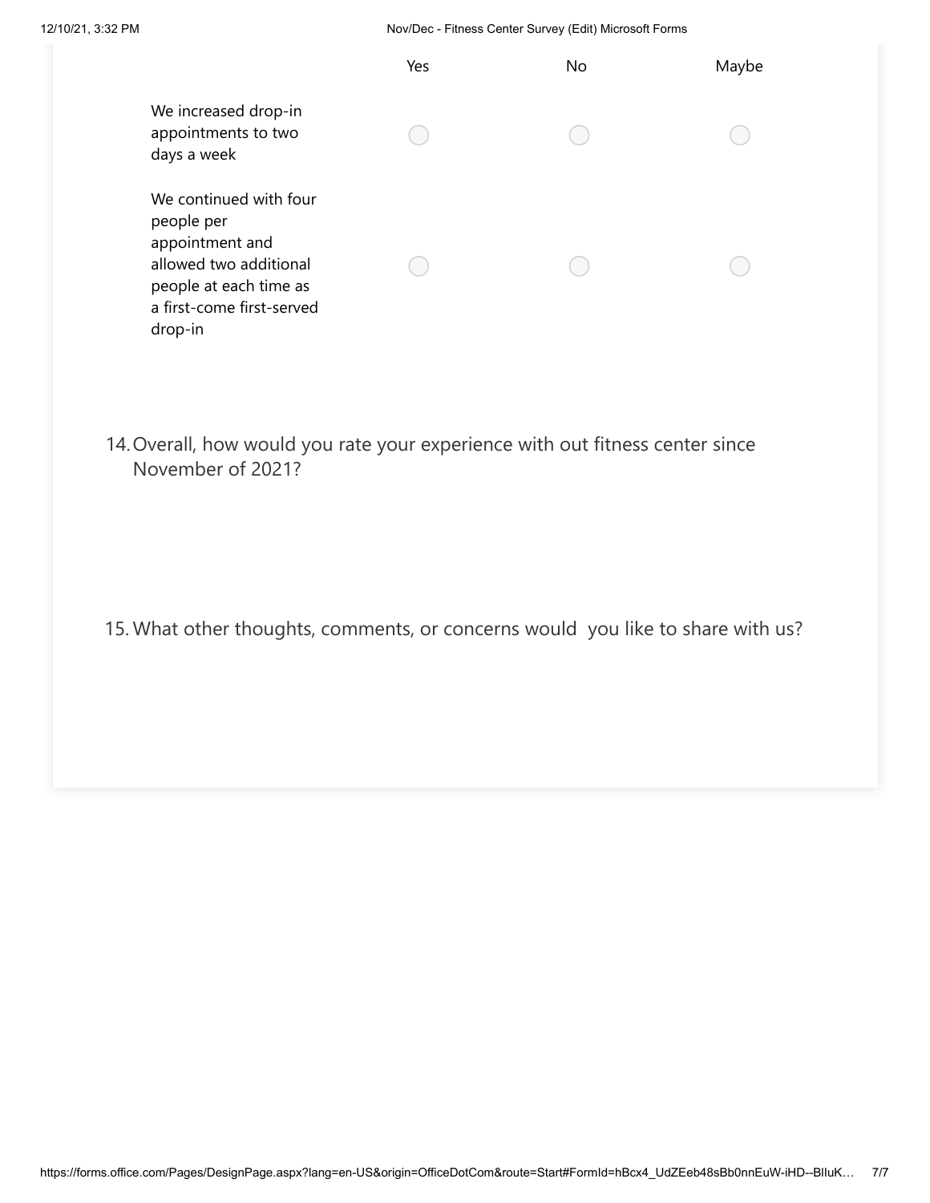| | Yes | No | Maybe |
| --- | --- | --- | --- |
| We increased drop-in appointments to two days a week | ○ | ○ | ○ |
| We continued with four people per appointment and allowed two additional people at each time as a first-come first-served drop-in | ○ | ○ | ○ |

14. Overall, how would you rate your experience with out fitness center since November of 2021?

15. What other thoughts, comments, or concerns would you like to share with us?